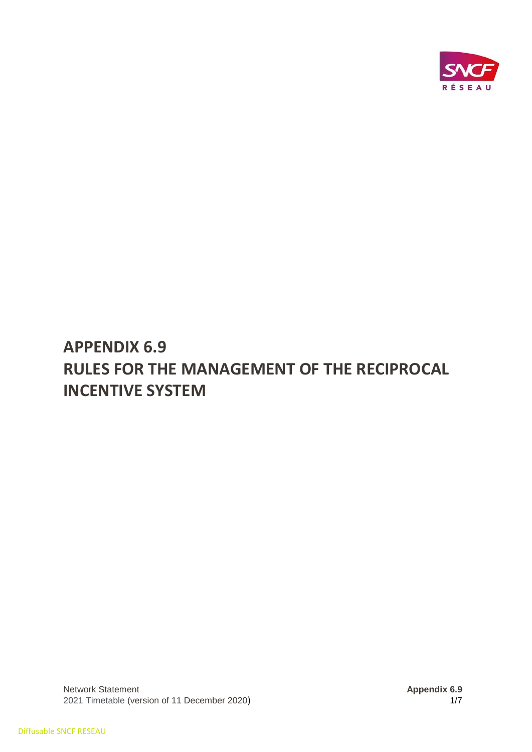# APPENDIX 6.9
# RULES FOR THE MANAGEMENT OF THE RECIPROCAL INCENTIVE SYSTEM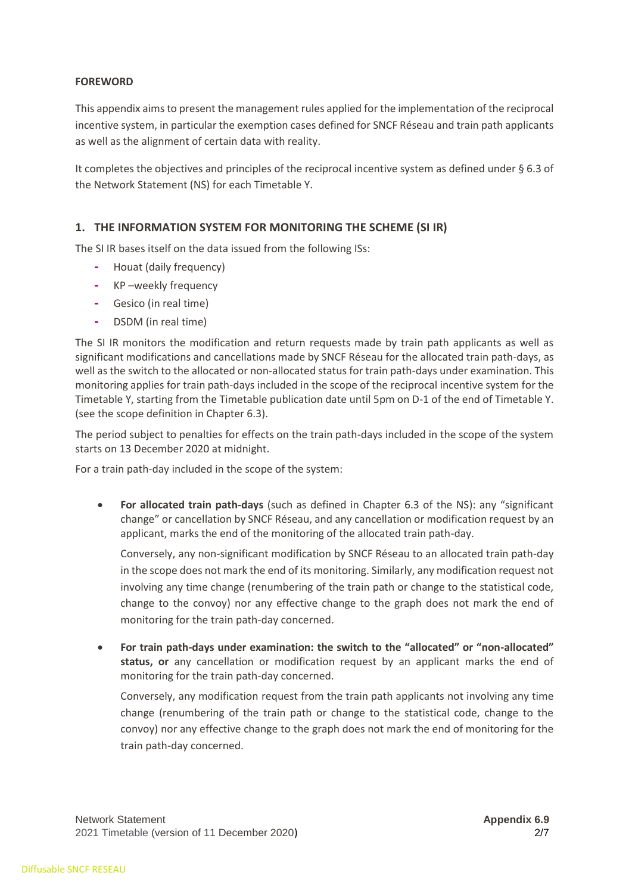**FOREWORD**

This appendix aims to present the management rules applied for the implementation of the reciprocal incentive system, in particular the exemption cases defined for SNCF Réseau and train path applicants as well as the alignment of certain data with reality.

It completes the objectives and principles of the reciprocal incentive system as defined under § 6.3 of the Network Statement (NS) for each Timetable Y.

## 1. THE INFORMATION SYSTEM FOR MONITORING THE SCHEME (SI IR)

The SI IR bases itself on the data issued from the following ISs:

- Houat (daily frequency)
- KP –weekly frequency
- Gesico (in real time)
- DSDM (in real time)

The SI IR monitors the modification and return requests made by train path applicants as well as significant modifications and cancellations made by SNCF Réseau for the allocated train path-days, as well as the switch to the allocated or non-allocated status for train path-days under examination. This monitoring applies for train path-days included in the scope of the reciprocal incentive system for the Timetable Y, starting from the Timetable publication date until 5pm on D-1 of the end of Timetable Y. (see the scope definition in Chapter 6.3).

The period subject to penalties for effects on the train path-days included in the scope of the system starts on 13 December 2020 at midnight.

For a train path-day included in the scope of the system:

- **For allocated train path-days** (such as defined in Chapter 6.3 of the NS): any "significant change" or cancellation by SNCF Réseau, and any cancellation or modification request by an applicant, marks the end of the monitoring of the allocated train path-day.

  Conversely, any non-significant modification by SNCF Réseau to an allocated train path-day in the scope does not mark the end of its monitoring. Similarly, any modification request not involving any time change (renumbering of the train path or change to the statistical code, change to the convoy) nor any effective change to the graph does not mark the end of monitoring for the train path-day concerned.

- **For train path-days under examination: the switch to the "allocated" or "non-allocated" status, or** any cancellation or modification request by an applicant marks the end of monitoring for the train path-day concerned.

  Conversely, any modification request from the train path applicants not involving any time change (renumbering of the train path or change to the statistical code, change to the convoy) nor any effective change to the graph does not mark the end of monitoring for the train path-day concerned.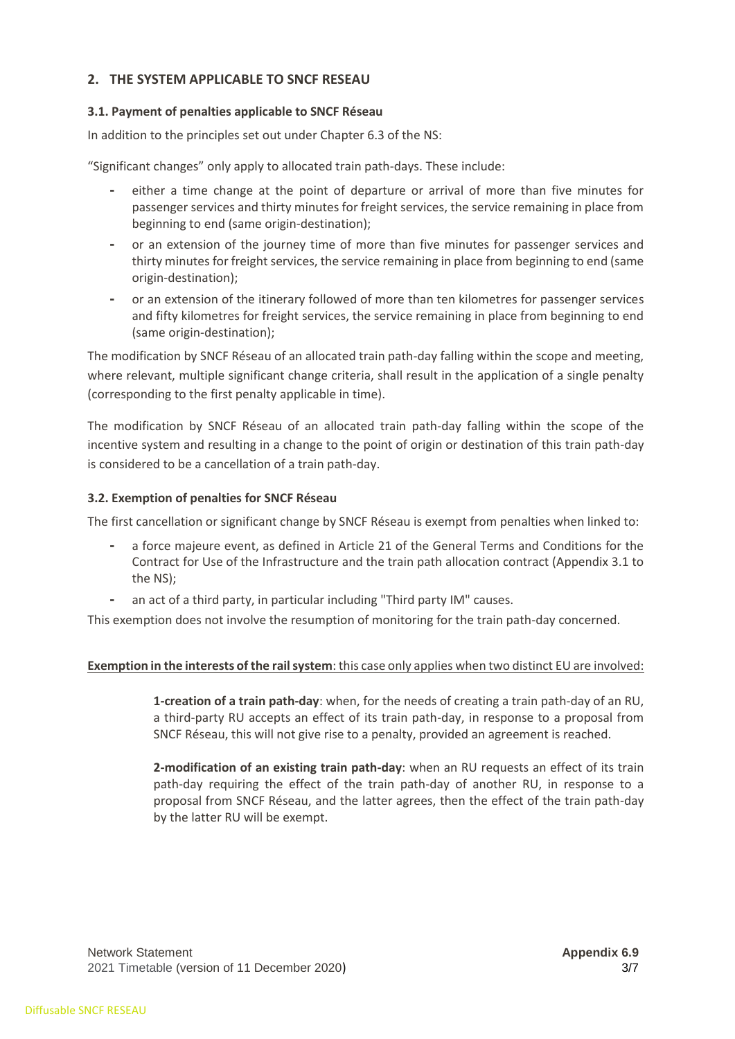## 2. THE SYSTEM APPLICABLE TO SNCF RESEAU

### 3.1. Payment of penalties applicable to SNCF Réseau

In addition to the principles set out under Chapter 6.3 of the NS:

"Significant changes" only apply to allocated train path-days. These include:

- either a time change at the point of departure or arrival of more than five minutes for passenger services and thirty minutes for freight services, the service remaining in place from beginning to end (same origin-destination);
- or an extension of the journey time of more than five minutes for passenger services and thirty minutes for freight services, the service remaining in place from beginning to end (same origin-destination);
- or an extension of the itinerary followed of more than ten kilometres for passenger services and fifty kilometres for freight services, the service remaining in place from beginning to end (same origin-destination);

The modification by SNCF Réseau of an allocated train path-day falling within the scope and meeting, where relevant, multiple significant change criteria, shall result in the application of a single penalty (corresponding to the first penalty applicable in time).

The modification by SNCF Réseau of an allocated train path-day falling within the scope of the incentive system and resulting in a change to the point of origin or destination of this train path-day is considered to be a cancellation of a train path-day.

### 3.2. Exemption of penalties for SNCF Réseau

The first cancellation or significant change by SNCF Réseau is exempt from penalties when linked to:

- a force majeure event, as defined in Article 21 of the General Terms and Conditions for the Contract for Use of the Infrastructure and the train path allocation contract (Appendix 3.1 to the NS);
- an act of a third party, in particular including "Third party IM" causes.

This exemption does not involve the resumption of monitoring for the train path-day concerned.

**Exemption in the interests of the rail system**: this case only applies when two distinct EU are involved:

> **1-creation of a train path-day**: when, for the needs of creating a train path-day of an RU, a third-party RU accepts an effect of its train path-day, in response to a proposal from SNCF Réseau, this will not give rise to a penalty, provided an agreement is reached.
>
> **2-modification of an existing train path-day**: when an RU requests an effect of its train path-day requiring the effect of the train path-day of another RU, in response to a proposal from SNCF Réseau, and the latter agrees, then the effect of the train path-day by the latter RU will be exempt.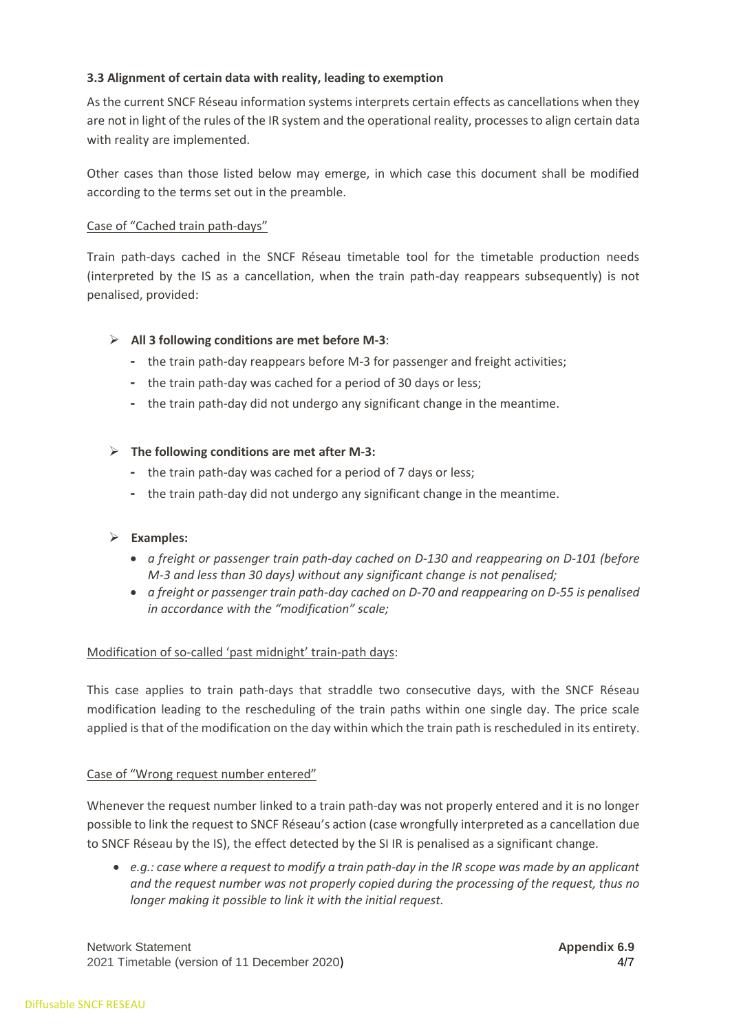### 3.3 Alignment of certain data with reality, leading to exemption

As the current SNCF Réseau information systems interprets certain effects as cancellations when they are not in light of the rules of the IR system and the operational reality, processes to align certain data with reality are implemented.

Other cases than those listed below may emerge, in which case this document shall be modified according to the terms set out in the preamble.

<u>Case of "Cached train path-days"</u>

Train path-days cached in the SNCF Réseau timetable tool for the timetable production needs (interpreted by the IS as a cancellation, when the train path-day reappears subsequently) is not penalised, provided:

- **All 3 following conditions are met before M-3**:
  - the train path-day reappears before M-3 for passenger and freight activities;
  - the train path-day was cached for a period of 30 days or less;
  - the train path-day did not undergo any significant change in the meantime.

- **The following conditions are met after M-3:**
  - the train path-day was cached for a period of 7 days or less;
  - the train path-day did not undergo any significant change in the meantime.

- **Examples:**
  - *a freight or passenger train path-day cached on D-130 and reappearing on D-101 (before M-3 and less than 30 days) without any significant change is not penalised;*
  - *a freight or passenger train path-day cached on D-70 and reappearing on D-55 is penalised in accordance with the "modification" scale;*

<u>Modification of so-called 'past midnight' train-path days</u>:

This case applies to train path-days that straddle two consecutive days, with the SNCF Réseau modification leading to the rescheduling of the train paths within one single day. The price scale applied is that of the modification on the day within which the train path is rescheduled in its entirety.

<u>Case of "Wrong request number entered"</u>

Whenever the request number linked to a train path-day was not properly entered and it is no longer possible to link the request to SNCF Réseau's action (case wrongfully interpreted as a cancellation due to SNCF Réseau by the IS), the effect detected by the SI IR is penalised as a significant change.

- *e.g.: case where a request to modify a train path-day in the IR scope was made by an applicant and the request number was not properly copied during the processing of the request, thus no longer making it possible to link it with the initial request.*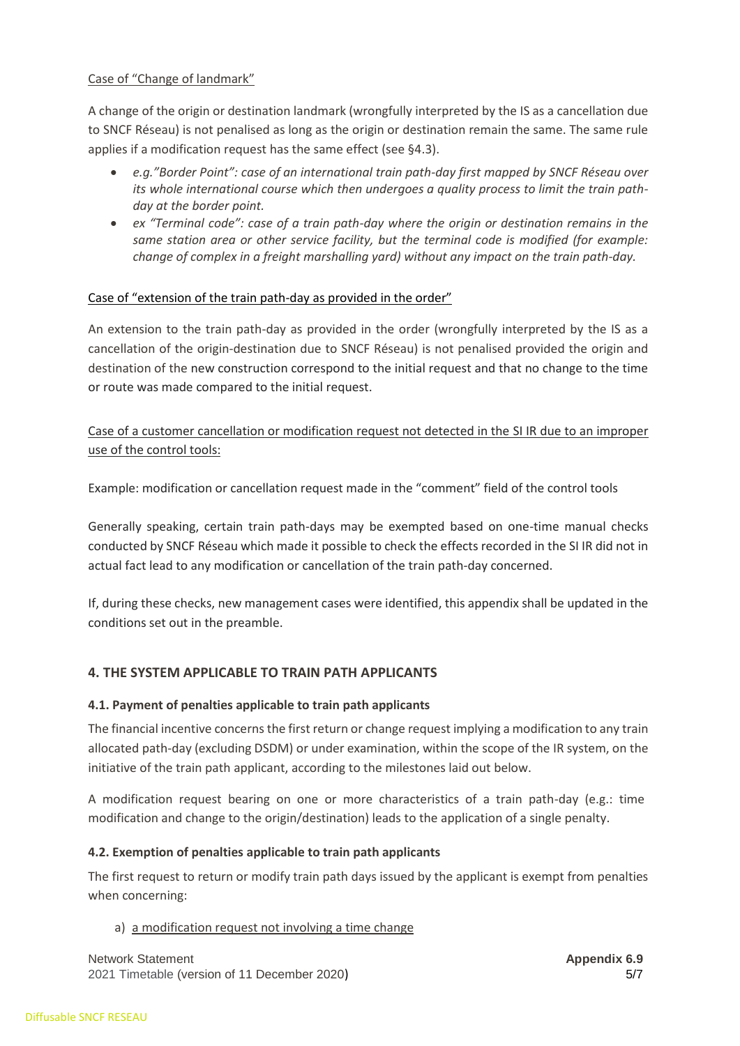Case of “Change of landmark”

A change of the origin or destination landmark (wrongfully interpreted by the IS as a cancellation due to SNCF Réseau) is not penalised as long as the origin or destination remain the same. The same rule applies if a modification request has the same effect (see §4.3).

- *e.g.”Border Point”: case of an international train path-day first mapped by SNCF Réseau over its whole international course which then undergoes a quality process to limit the train path-day at the border point.*
- *ex “Terminal code”: case of a train path-day where the origin or destination remains in the same station area or other service facility, but the terminal code is modified (for example: change of complex in a freight marshalling yard) without any impact on the train path-day.*

Case of “extension of the train path-day as provided in the order”

An extension to the train path-day as provided in the order (wrongfully interpreted by the IS as a cancellation of the origin-destination due to SNCF Réseau) is not penalised provided the origin and destination of the new construction correspond to the initial request and that no change to the time or route was made compared to the initial request.

Case of a customer cancellation or modification request not detected in the SI IR due to an improper use of the control tools:

Example: modification or cancellation request made in the “comment” field of the control tools

Generally speaking, certain train path-days may be exempted based on one-time manual checks conducted by SNCF Réseau which made it possible to check the effects recorded in the SI IR did not in actual fact lead to any modification or cancellation of the train path-day concerned.

If, during these checks, new management cases were identified, this appendix shall be updated in the conditions set out in the preamble.

## 4. THE SYSTEM APPLICABLE TO TRAIN PATH APPLICANTS

### 4.1. Payment of penalties applicable to train path applicants

The financial incentive concerns the first return or change request implying a modification to any train allocated path-day (excluding DSDM) or under examination, within the scope of the IR system, on the initiative of the train path applicant, according to the milestones laid out below.

A modification request bearing on one or more characteristics of a train path-day (e.g.: time modification and change to the origin/destination) leads to the application of a single penalty.

### 4.2. Exemption of penalties applicable to train path applicants

The first request to return or modify train path days issued by the applicant is exempt from penalties when concerning:

a) a modification request not involving a time change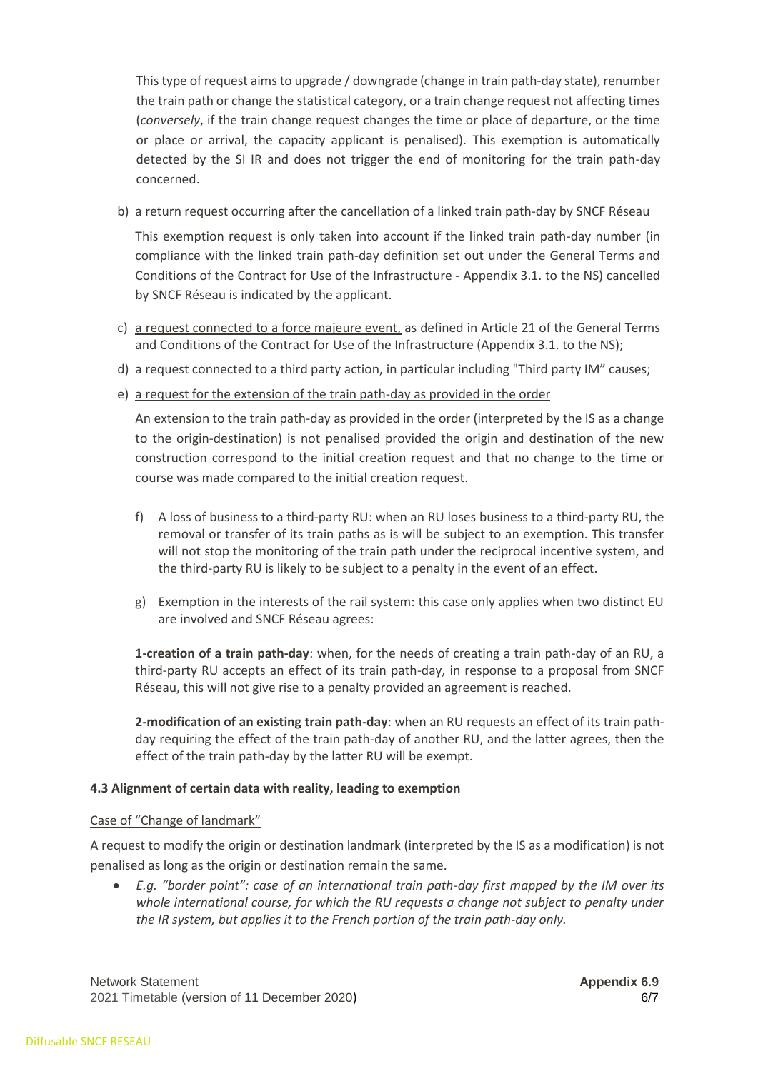This type of request aims to upgrade / downgrade (change in train path-day state), renumber the train path or change the statistical category, or a train change request not affecting times (*conversely*, if the train change request changes the time or place of departure, or the time or place or arrival, the capacity applicant is penalised). This exemption is automatically detected by the SI IR and does not trigger the end of monitoring for the train path-day concerned.

b) <u>a return request occurring after the cancellation of a linked train path-day by SNCF Réseau</u>

This exemption request is only taken into account if the linked train path-day number (in compliance with the linked train path-day definition set out under the General Terms and Conditions of the Contract for Use of the Infrastructure - Appendix 3.1. to the NS) cancelled by SNCF Réseau is indicated by the applicant.

c) <u>a request connected to a force majeure event,</u> as defined in Article 21 of the General Terms and Conditions of the Contract for Use of the Infrastructure (Appendix 3.1. to the NS);

d) <u>a request connected to a third party action,</u> in particular including "Third party IM" causes;

e) <u>a request for the extension of the train path-day as provided in the order</u>

An extension to the train path-day as provided in the order (interpreted by the IS as a change to the origin-destination) is not penalised provided the origin and destination of the new construction correspond to the initial creation request and that no change to the time or course was made compared to the initial creation request.

f) A loss of business to a third-party RU: when an RU loses business to a third-party RU, the removal or transfer of its train paths as is will be subject to an exemption. This transfer will not stop the monitoring of the train path under the reciprocal incentive system, and the third-party RU is likely to be subject to a penalty in the event of an effect.

g) Exemption in the interests of the rail system: this case only applies when two distinct EU are involved and SNCF Réseau agrees:

**1-creation of a train path-day**: when, for the needs of creating a train path-day of an RU, a third-party RU accepts an effect of its train path-day, in response to a proposal from SNCF Réseau, this will not give rise to a penalty provided an agreement is reached.

**2-modification of an existing train path-day**: when an RU requests an effect of its train path-day requiring the effect of the train path-day of another RU, and the latter agrees, then the effect of the train path-day by the latter RU will be exempt.

#### 4.3 Alignment of certain data with reality, leading to exemption

<u>Case of "Change of landmark"</u>

A request to modify the origin or destination landmark (interpreted by the IS as a modification) is not penalised as long as the origin or destination remain the same.

- *E.g. "border point": case of an international train path-day first mapped by the IM over its whole international course, for which the RU requests a change not subject to penalty under the IR system, but applies it to the French portion of the train path-day only.*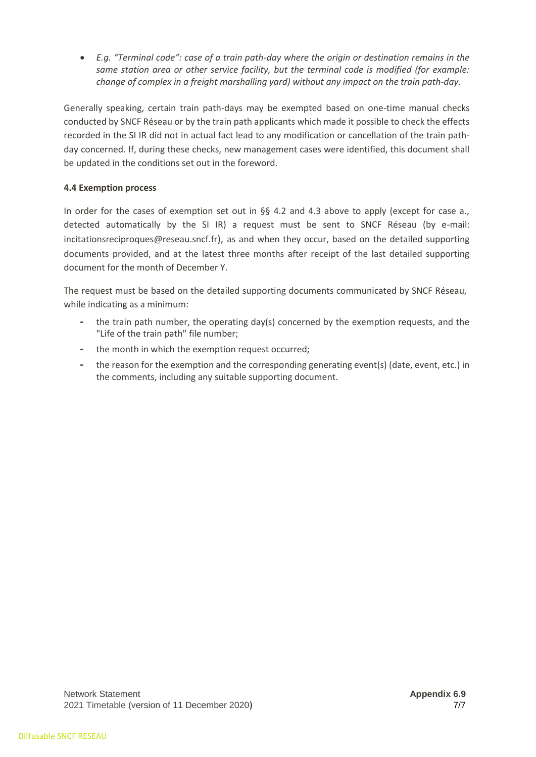- *E.g. “Terminal code”: case of a train path-day where the origin or destination remains in the same station area or other service facility, but the terminal code is modified (for example: change of complex in a freight marshalling yard) without any impact on the train path-day.*

Generally speaking, certain train path-days may be exempted based on one-time manual checks conducted by SNCF Réseau or by the train path applicants which made it possible to check the effects recorded in the SI IR did not in actual fact lead to any modification or cancellation of the train path-day concerned. If, during these checks, new management cases were identified, this document shall be updated in the conditions set out in the foreword.

**4.4 Exemption process**

In order for the cases of exemption set out in §§ 4.2 and 4.3 above to apply (except for case a., detected automatically by the SI IR) a request must be sent to SNCF Réseau (by e-mail: incitationsreciproques@reseau.sncf.fr), as and when they occur, based on the detailed supporting documents provided, and at the latest three months after receipt of the last detailed supporting document for the month of December Y.

The request must be based on the detailed supporting documents communicated by SNCF Réseau, while indicating as a minimum:

- the train path number, the operating day(s) concerned by the exemption requests, and the "Life of the train path" file number;
- the month in which the exemption request occurred;
- the reason for the exemption and the corresponding generating event(s) (date, event, etc.) in the comments, including any suitable supporting document.